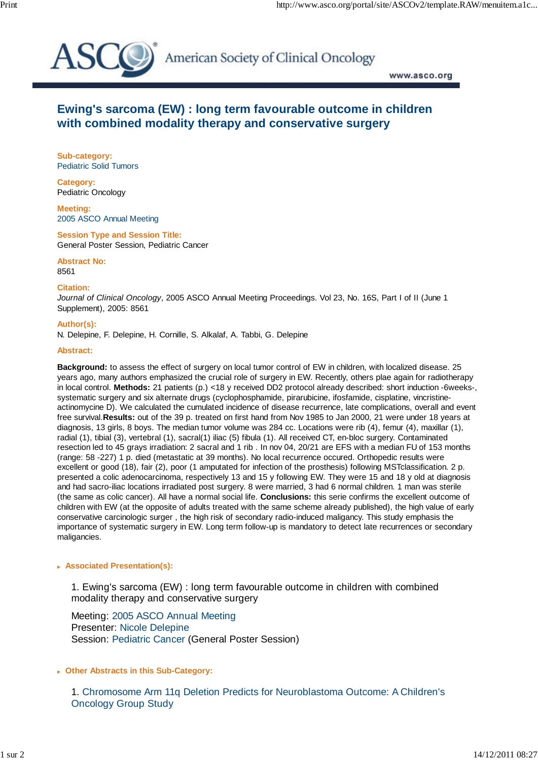# Ewing's sarcoma (EW) : long term favourable outcome in children with combined modality therapy and conservative surgery

**Sub-category:**
Pediatric Solid Tumors

**Category:**
Pediatric Oncology

**Meeting:**
2005 ASCO Annual Meeting

**Session Type and Session Title:**
General Poster Session, Pediatric Cancer

**Abstract No:**
8561

**Citation:**
*Journal of Clinical Oncology*, 2005 ASCO Annual Meeting Proceedings. Vol 23, No. 16S, Part I of II (June 1 Supplement), 2005: 8561

**Author(s):**
N. Delepine, F. Delepine, H. Cornille, S. Alkalaf, A. Tabbi, G. Delepine

**Abstract:**

**Background:** to assess the effect of surgery on local tumor control of EW in children, with localized disease. 25 years ago, many authors emphasized the crucial role of surgery in EW. Recently, others plae again for radiotherapy in local control. **Methods:** 21 patients (p.) <18 y received DD2 protocol already described: short induction -6weeks-, systematic surgery and six alternate drugs (cyclophosphamide, pirarubicine, ifosfamide, cisplatine, vincristine-actinomycine D). We calculated the cumulated incidence of disease recurrence, late complications, overall and event free survival.**Results:** out of the 39 p. treated on first hand from Nov 1985 to Jan 2000, 21 were under 18 years at diagnosis, 13 girls, 8 boys. The median tumor volume was 284 cc. Locations were rib (4), femur (4), maxillar (1), radial (1), tibial (3), vertebral (1), sacral(1) iliac (5) fibula (1). All received CT, en-bloc surgery. Contaminated resection led to 45 grays irradiation: 2 sacral and 1 rib . In nov 04, 20/21 are EFS with a median FU of 153 months (range: 58 -227) 1 p. died (metastatic at 39 months). No local recurrence occured. Orthopedic results were excellent or good (18), fair (2), poor (1 amputated for infection of the prosthesis) following MSTclassification. 2 p. presented a colic adenocarcinoma, respectively 13 and 15 y following EW. They were 15 and 18 y old at diagnosis and had sacro-iliac locations irradiated post surgery. 8 were married, 3 had 6 normal children. 1 man was sterile (the same as colic cancer). All have a normal social life. **Conclusions:** this serie confirms the excellent outcome of children with EW (at the opposite of adults treated with the same scheme already published), the high value of early conservative carcinologic surger , the high risk of secondary radio-induced maligancy. This study emphasis the importance of systematic surgery in EW. Long term follow-up is mandatory to detect late recurrences or secondary maligancies.

**Associated Presentation(s):**

1. Ewing's sarcoma (EW) : long term favourable outcome in children with combined modality therapy and conservative surgery

   Meeting: 2005 ASCO Annual Meeting
   Presenter: Nicole Delepine
   Session: Pediatric Cancer (General Poster Session)

**Other Abstracts in this Sub-Category:**

1. Chromosome Arm 11q Deletion Predicts for Neuroblastoma Outcome: A Children's Oncology Group Study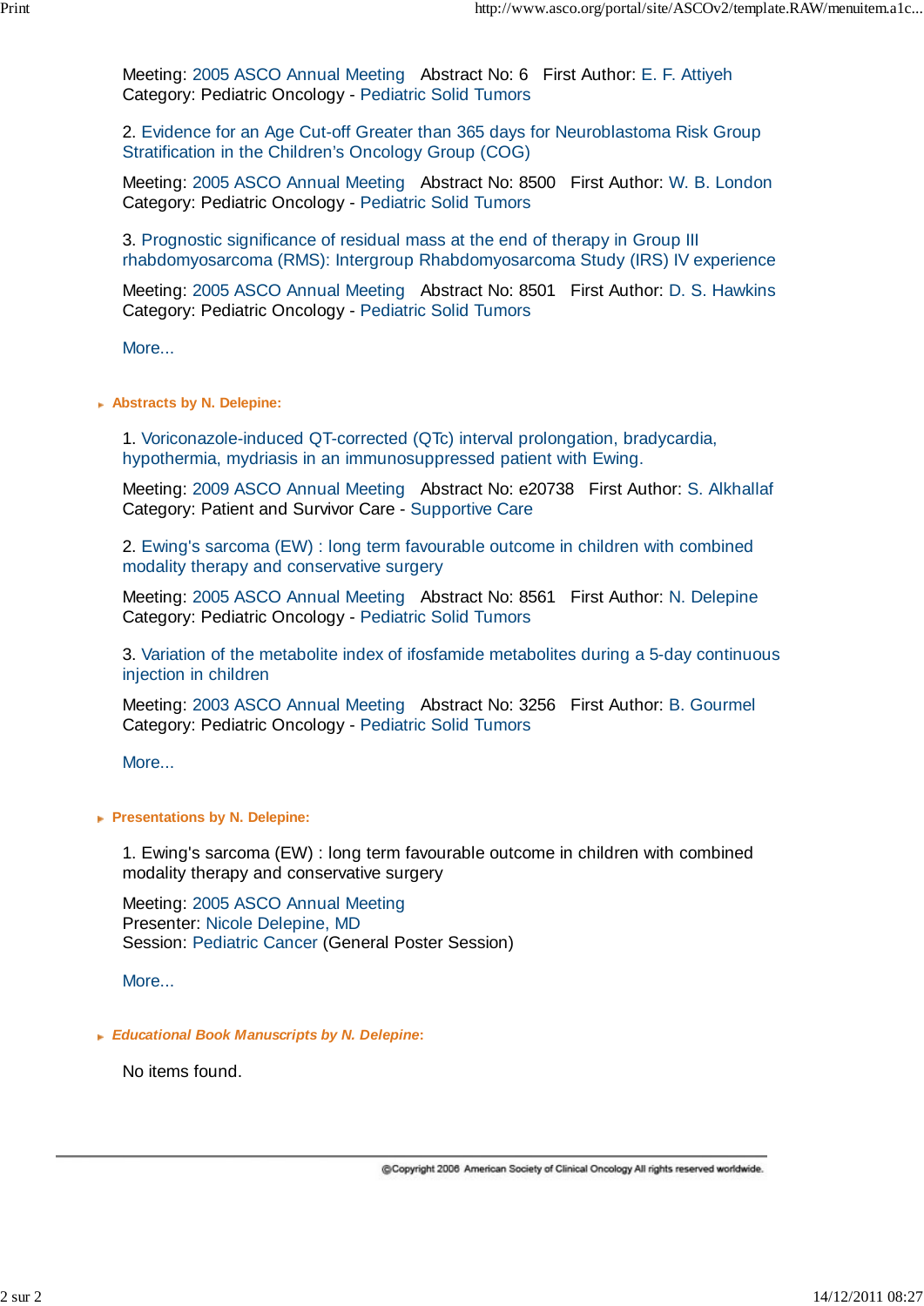Meeting: 2005 ASCO Annual Meeting   Abstract No: 6   First Author: E. F. Attiyeh
Category: Pediatric Oncology - Pediatric Solid Tumors

2. Evidence for an Age Cut-off Greater than 365 days for Neuroblastoma Risk Group Stratification in the Children's Oncology Group (COG)

Meeting: 2005 ASCO Annual Meeting   Abstract No: 8500   First Author: W. B. London
Category: Pediatric Oncology - Pediatric Solid Tumors

3. Prognostic significance of residual mass at the end of therapy in Group III rhabdomyosarcoma (RMS): Intergroup Rhabdomyosarcoma Study (IRS) IV experience

Meeting: 2005 ASCO Annual Meeting   Abstract No: 8501   First Author: D. S. Hawkins
Category: Pediatric Oncology - Pediatric Solid Tumors

More...

**Abstracts by N. Delepine:**

1. Voriconazole-induced QT-corrected (QTc) interval prolongation, bradycardia, hypothermia, mydriasis in an immunosuppressed patient with Ewing.

Meeting: 2009 ASCO Annual Meeting   Abstract No: e20738   First Author: S. Alkhallaf
Category: Patient and Survivor Care - Supportive Care

2. Ewing's sarcoma (EW) : long term favourable outcome in children with combined modality therapy and conservative surgery

Meeting: 2005 ASCO Annual Meeting   Abstract No: 8561   First Author: N. Delepine
Category: Pediatric Oncology - Pediatric Solid Tumors

3. Variation of the metabolite index of ifosfamide metabolites during a 5-day continuous injection in children

Meeting: 2003 ASCO Annual Meeting   Abstract No: 3256   First Author: B. Gourmel
Category: Pediatric Oncology - Pediatric Solid Tumors

More...

**Presentations by N. Delepine:**

1. Ewing's sarcoma (EW) : long term favourable outcome in children with combined modality therapy and conservative surgery

Meeting: 2005 ASCO Annual Meeting
Presenter: Nicole Delepine, MD
Session: Pediatric Cancer (General Poster Session)

More...

***Educational Book Manuscripts by N. Delepine*:**

No items found.

©Copyright 2006 American Society of Clinical Oncology All rights reserved worldwide.